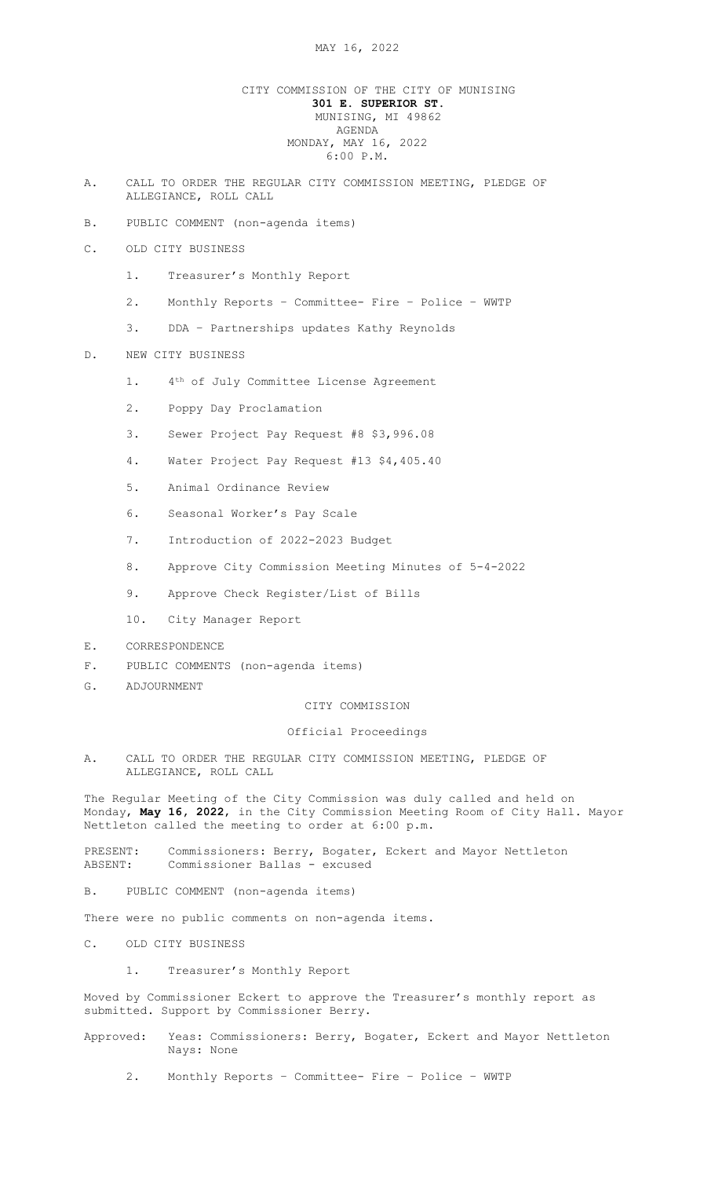MAY 16, 2022

CITY COMMISSION OF THE CITY OF MUNISING
**301 E. SUPERIOR ST.**
MUNISING, MI 49862
AGENDA
MONDAY, MAY 16, 2022
6:00 P.M.

A. CALL TO ORDER THE REGULAR CITY COMMISSION MEETING, PLEDGE OF ALLEGIANCE, ROLL CALL

B. PUBLIC COMMENT (non-agenda items)

C. OLD CITY BUSINESS

1. Treasurer's Monthly Report
2. Monthly Reports – Committee- Fire – Police – WWTP
3. DDA – Partnerships updates Kathy Reynolds

D. NEW CITY BUSINESS

1. 4th of July Committee License Agreement
2. Poppy Day Proclamation
3. Sewer Project Pay Request #8 $3,996.08
4. Water Project Pay Request #13 $4,405.40
5. Animal Ordinance Review
6. Seasonal Worker's Pay Scale
7. Introduction of 2022-2023 Budget
8. Approve City Commission Meeting Minutes of 5-4-2022
9. Approve Check Register/List of Bills
10. City Manager Report

E. CORRESPONDENCE

F. PUBLIC COMMENTS (non-agenda items)

G. ADJOURNMENT

CITY COMMISSION

Official Proceedings

A. CALL TO ORDER THE REGULAR CITY COMMISSION MEETING, PLEDGE OF ALLEGIANCE, ROLL CALL

The Regular Meeting of the City Commission was duly called and held on Monday, **May 16, 2022**, in the City Commission Meeting Room of City Hall. Mayor Nettleton called the meeting to order at 6:00 p.m.

PRESENT: Commissioners: Berry, Bogater, Eckert and Mayor Nettleton
ABSENT: Commissioner Ballas - excused

B. PUBLIC COMMENT (non-agenda items)

There were no public comments on non-agenda items.

C. OLD CITY BUSINESS

1. Treasurer's Monthly Report

Moved by Commissioner Eckert to approve the Treasurer's monthly report as submitted. Support by Commissioner Berry.

Approved: Yeas: Commissioners: Berry, Bogater, Eckert and Mayor Nettleton
Nays: None

2. Monthly Reports – Committee- Fire – Police – WWTP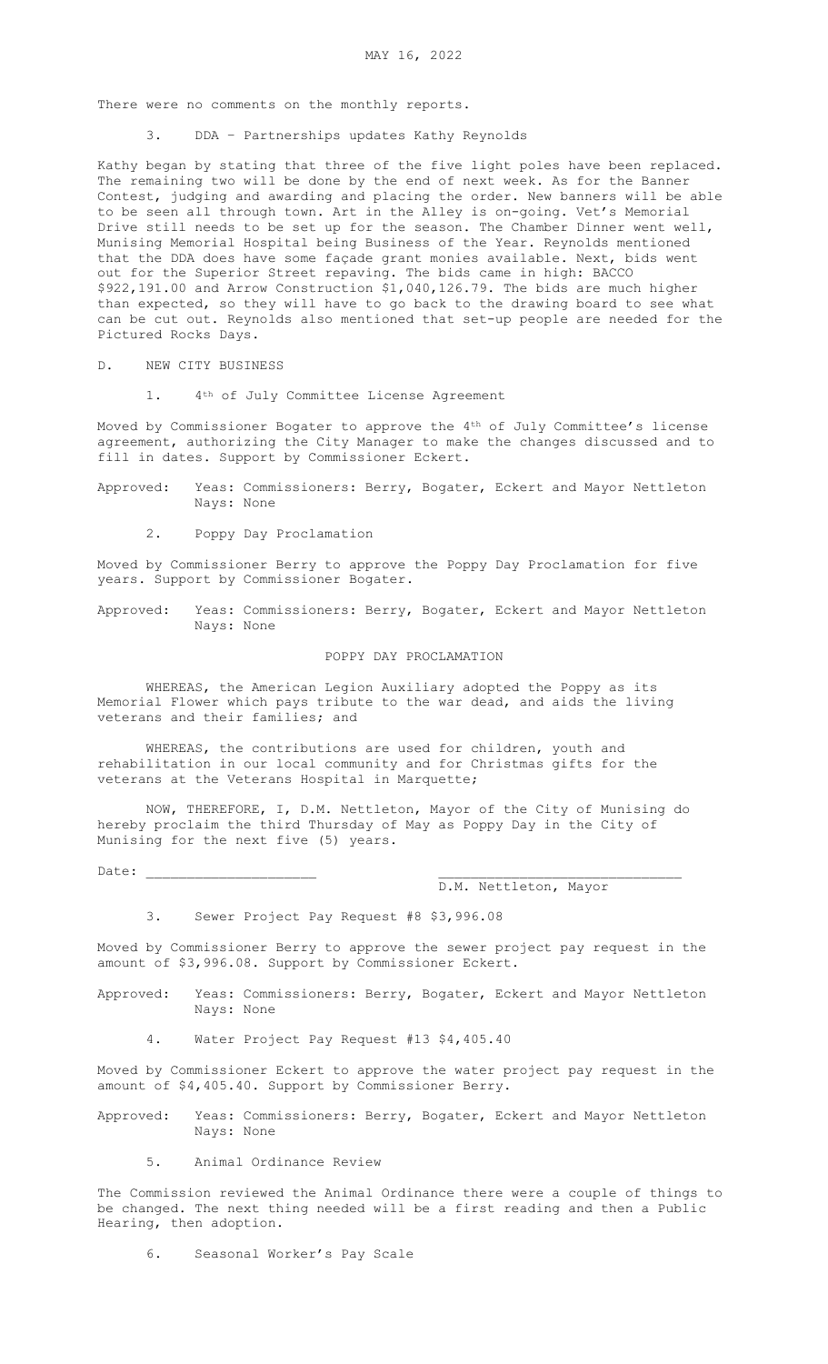There were no comments on the monthly reports.

3. DDA – Partnerships updates Kathy Reynolds

Kathy began by stating that three of the five light poles have been replaced. The remaining two will be done by the end of next week. As for the Banner Contest, judging and awarding and placing the order. New banners will be able to be seen all through town. Art in the Alley is on-going. Vet's Memorial Drive still needs to be set up for the season. The Chamber Dinner went well, Munising Memorial Hospital being Business of the Year. Reynolds mentioned that the DDA does have some façade grant monies available. Next, bids went out for the Superior Street repaving. The bids came in high: BACCO $922,191.00 and Arrow Construction $1,040,126.79. The bids are much higher than expected, so they will have to go back to the drawing board to see what can be cut out. Reynolds also mentioned that set-up people are needed for the Pictured Rocks Days.

D. NEW CITY BUSINESS

1. 4th of July Committee License Agreement

Moved by Commissioner Bogater to approve the 4th of July Committee's license agreement, authorizing the City Manager to make the changes discussed and to fill in dates. Support by Commissioner Eckert.

Approved: Yeas: Commissioners: Berry, Bogater, Eckert and Mayor Nettleton
Nays: None

2. Poppy Day Proclamation

Moved by Commissioner Berry to approve the Poppy Day Proclamation for five years. Support by Commissioner Bogater.

Approved: Yeas: Commissioners: Berry, Bogater, Eckert and Mayor Nettleton
Nays: None

POPPY DAY PROCLAMATION

WHEREAS, the American Legion Auxiliary adopted the Poppy as its Memorial Flower which pays tribute to the war dead, and aids the living veterans and their families; and

WHEREAS, the contributions are used for children, youth and rehabilitation in our local community and for Christmas gifts for the veterans at the Veterans Hospital in Marquette;

NOW, THEREFORE, I, D.M. Nettleton, Mayor of the City of Munising do hereby proclaim the third Thursday of May as Poppy Day in the City of Munising for the next five (5) years.

Date: ____________________ ____________________________
D.M. Nettleton, Mayor

3. Sewer Project Pay Request #8 $3,996.08

Moved by Commissioner Berry to approve the sewer project pay request in the amount of $3,996.08. Support by Commissioner Eckert.

Approved: Yeas: Commissioners: Berry, Bogater, Eckert and Mayor Nettleton
Nays: None

4. Water Project Pay Request #13 $4,405.40

Moved by Commissioner Eckert to approve the water project pay request in the amount of $4,405.40. Support by Commissioner Berry.

Approved: Yeas: Commissioners: Berry, Bogater, Eckert and Mayor Nettleton
Nays: None

5. Animal Ordinance Review

The Commission reviewed the Animal Ordinance there were a couple of things to be changed. The next thing needed will be a first reading and then a Public Hearing, then adoption.

6. Seasonal Worker's Pay Scale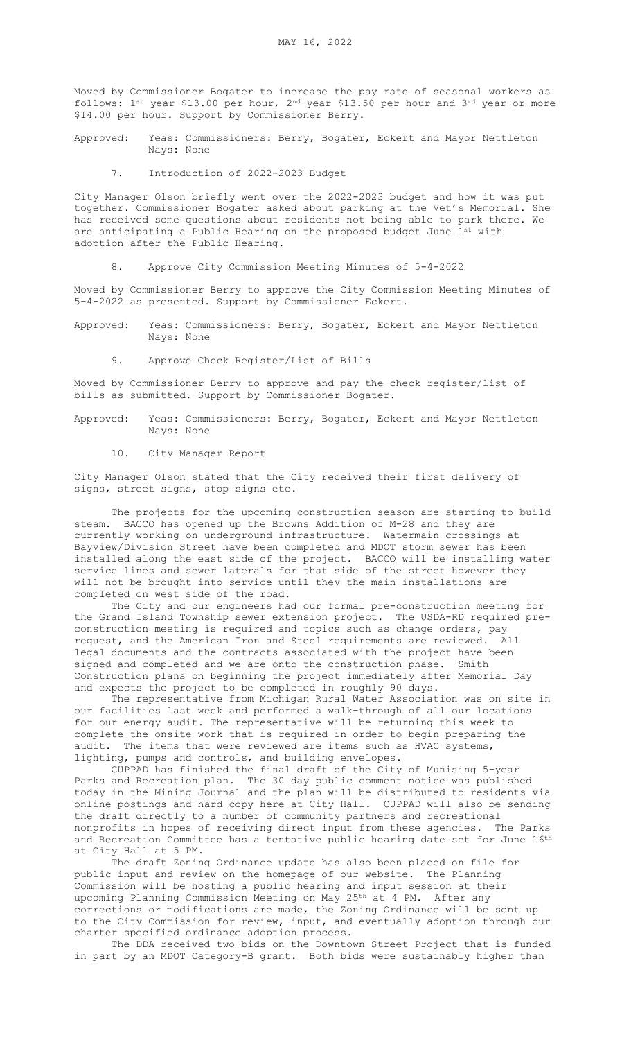Moved by Commissioner Bogater to increase the pay rate of seasonal workers as follows: 1st year $13.00 per hour, 2nd year $13.50 per hour and 3rd year or more $14.00 per hour. Support by Commissioner Berry.

Approved: Yeas: Commissioners: Berry, Bogater, Eckert and Mayor Nettleton
Nays: None

7. Introduction of 2022-2023 Budget

City Manager Olson briefly went over the 2022-2023 budget and how it was put together. Commissioner Bogater asked about parking at the Vet's Memorial. She has received some questions about residents not being able to park there. We are anticipating a Public Hearing on the proposed budget June 1st with adoption after the Public Hearing.

8. Approve City Commission Meeting Minutes of 5-4-2022

Moved by Commissioner Berry to approve the City Commission Meeting Minutes of 5-4-2022 as presented. Support by Commissioner Eckert.

Approved: Yeas: Commissioners: Berry, Bogater, Eckert and Mayor Nettleton
Nays: None

9. Approve Check Register/List of Bills

Moved by Commissioner Berry to approve and pay the check register/list of bills as submitted. Support by Commissioner Bogater.

Approved: Yeas: Commissioners: Berry, Bogater, Eckert and Mayor Nettleton
Nays: None

10. City Manager Report

City Manager Olson stated that the City received their first delivery of signs, street signs, stop signs etc.

The projects for the upcoming construction season are starting to build steam. BACCO has opened up the Browns Addition of M-28 and they are currently working on underground infrastructure. Watermain crossings at Bayview/Division Street have been completed and MDOT storm sewer has been installed along the east side of the project. BACCO will be installing water service lines and sewer laterals for that side of the street however they will not be brought into service until they the main installations are completed on west side of the road.

The City and our engineers had our formal pre-construction meeting for the Grand Island Township sewer extension project. The USDA-RD required pre-construction meeting is required and topics such as change orders, pay request, and the American Iron and Steel requirements are reviewed. All legal documents and the contracts associated with the project have been signed and completed and we are onto the construction phase. Smith Construction plans on beginning the project immediately after Memorial Day and expects the project to be completed in roughly 90 days.

The representative from Michigan Rural Water Association was on site in our facilities last week and performed a walk-through of all our locations for our energy audit. The representative will be returning this week to complete the onsite work that is required in order to begin preparing the audit. The items that were reviewed are items such as HVAC systems, lighting, pumps and controls, and building envelopes.

CUPPAD has finished the final draft of the City of Munising 5-year Parks and Recreation plan. The 30 day public comment notice was published today in the Mining Journal and the plan will be distributed to residents via online postings and hard copy here at City Hall. CUPPAD will also be sending the draft directly to a number of community partners and recreational nonprofits in hopes of receiving direct input from these agencies. The Parks and Recreation Committee has a tentative public hearing date set for June 16th at City Hall at 5 PM.

The draft Zoning Ordinance update has also been placed on file for public input and review on the homepage of our website. The Planning Commission will be hosting a public hearing and input session at their upcoming Planning Commission Meeting on May 25th at 4 PM. After any corrections or modifications are made, the Zoning Ordinance will be sent up to the City Commission for review, input, and eventually adoption through our charter specified ordinance adoption process.

The DDA received two bids on the Downtown Street Project that is funded in part by an MDOT Category-B grant. Both bids were sustainably higher than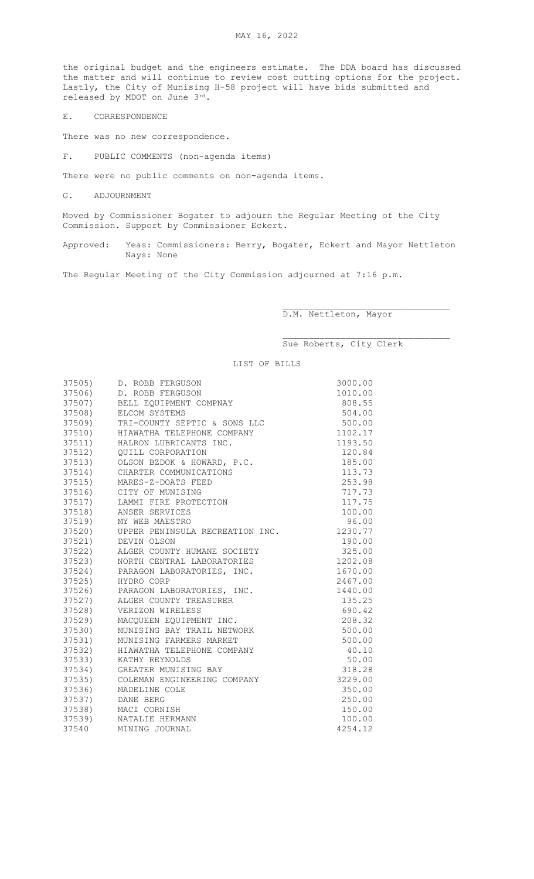the original budget and the engineers estimate. The DDA board has discussed the matter and will continue to review cost cutting options for the project. Lastly, the City of Munising H-58 project will have bids submitted and released by MDOT on June 3rd.

E. CORRESPONDENCE

There was no new correspondence.

F. PUBLIC COMMENTS (non-agenda items)

There were no public comments on non-agenda items.

G. ADJOURNMENT

Moved by Commissioner Bogater to adjourn the Regular Meeting of the City Commission. Support by Commissioner Eckert.

Approved: Yeas: Commissioners: Berry, Bogater, Eckert and Mayor Nettleton
Nays: None

The Regular Meeting of the City Commission adjourned at 7:16 p.m.

\_\_\_\_\_\_\_\_\_\_\_\_\_\_\_\_\_\_\_\_\_\_\_\_\_\_\_\_\_\_
D.M. Nettleton, Mayor

\_\_\_\_\_\_\_\_\_\_\_\_\_\_\_\_\_\_\_\_\_\_\_\_\_\_\_\_\_\_
Sue Roberts, City Clerk

LIST OF BILLS

| | | |
|---|---|---|
| 37505) | D. ROBB FERGUSON | 3000.00 |
| 37506) | D. ROBB FERGUSON | 1010.00 |
| 37507) | BELL EQUIPMENT COMPNAY | 808.55 |
| 37508) | ELCOM SYSTEMS | 504.00 |
| 37509) | TRI-COUNTY SEPTIC & SONS LLC | 500.00 |
| 37510) | HIAWATHA TELEPHONE COMPANY | 1102.17 |
| 37511) | HALRON LUBRICANTS INC. | 1193.50 |
| 37512) | QUILL CORPORATION | 120.84 |
| 37513) | OLSON BZDOK & HOWARD, P.C. | 185.00 |
| 37514) | CHARTER COMMUNICATIONS | 113.73 |
| 37515) | MARES-Z-DOATS FEED | 253.98 |
| 37516) | CITY OF MUNISING | 717.73 |
| 37517) | LAMMI FIRE PROTECTION | 117.75 |
| 37518) | ANSER SERVICES | 100.00 |
| 37519) | MY WEB MAESTRO | 96.00 |
| 37520) | UPPER PENINSULA RECREATION INC. | 1230.77 |
| 37521) | DEVIN OLSON | 190.00 |
| 37522) | ALGER COUNTY HUMANE SOCIETY | 325.00 |
| 37523) | NORTH CENTRAL LABORATORIES | 1202.08 |
| 37524) | PARAGON LABORATORIES, INC. | 1670.00 |
| 37525) | HYDRO CORP | 2467.00 |
| 37526) | PARAGON LABORATORIES, INC. | 1440.00 |
| 37527) | ALGER COUNTY TREASURER | 135.25 |
| 37528) | VERIZON WIRELESS | 690.42 |
| 37529) | MACQUEEN EQUIPMENT INC. | 208.32 |
| 37530) | MUNISING BAY TRAIL NETWORK | 500.00 |
| 37531) | MUNISING FARMERS MARKET | 500.00 |
| 37532) | HIAWATHA TELEPHONE COMPANY | 40.10 |
| 37533) | KATHY REYNOLDS | 50.00 |
| 37534) | GREATER MUNISING BAY | 318.28 |
| 37535) | COLEMAN ENGINEERING COMPANY | 3229.00 |
| 37536) | MADELINE COLE | 350.00 |
| 37537) | DANE BERG | 250.00 |
| 37538) | MACI CORNISH | 150.00 |
| 37539) | NATALIE HERMANN | 100.00 |
| 37540 | MINING JOURNAL | 4254.12 |